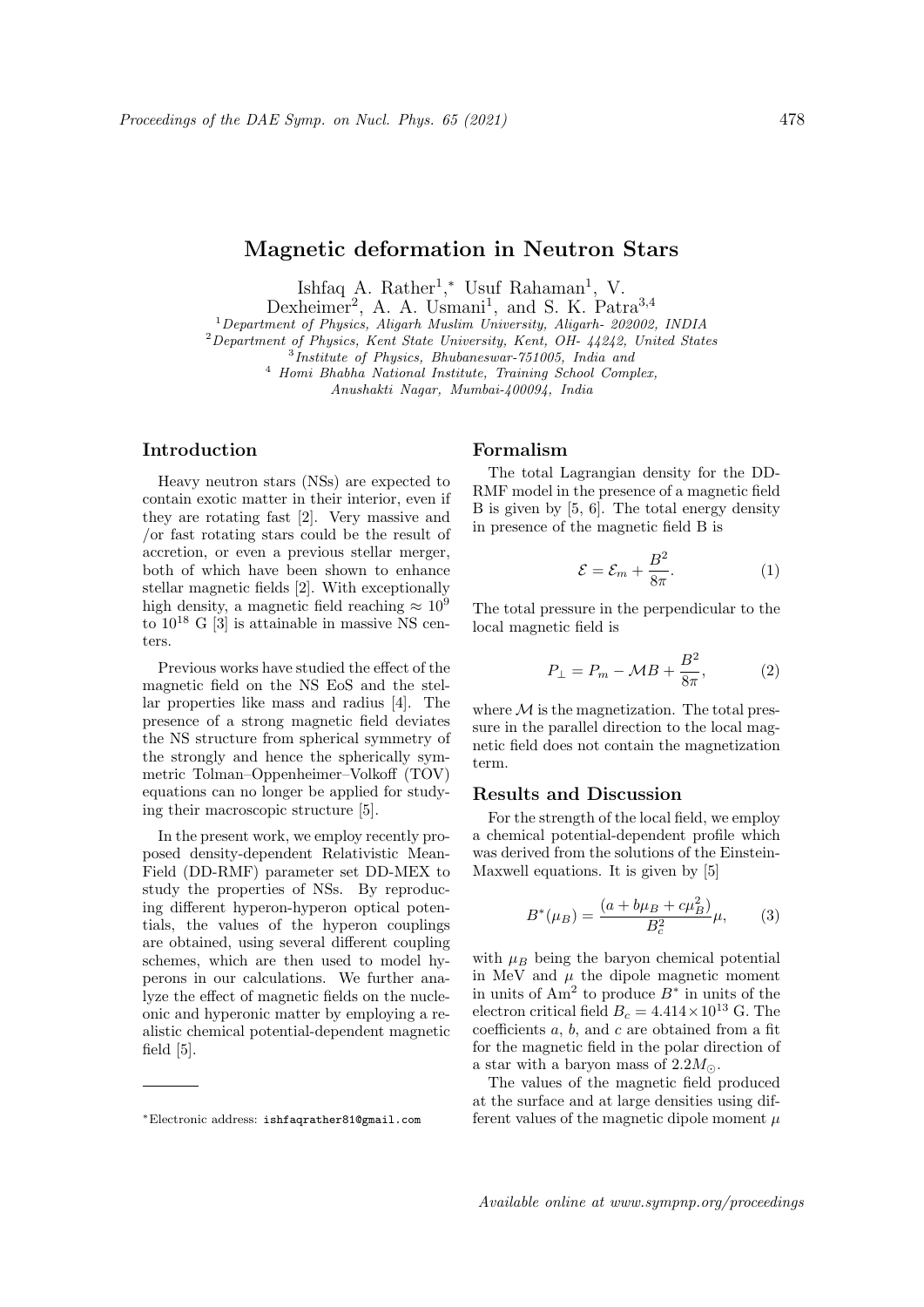# Magnetic deformation in Neutron Stars

Ishfaq A. Rather[1,*] Usuf Rahaman[1], V. Dexheimer[2], A. A. Usmani[1], and S. K. Patra[3,4]

[1] *Department of Physics, Aligarh Muslim University, Aligarh- 202002, INDIA*
[2] *Department of Physics, Kent State University, Kent, OH- 44242, United States*
[3] *Institute of Physics, Bhubaneswar-751005, India and*
[4] *Homi Bhabha National Institute, Training School Complex, Anushakti Nagar, Mumbai-400094, India*

## Introduction

Heavy neutron stars (NSs) are expected to contain exotic matter in their interior, even if they are rotating fast [2]. Very massive and /or fast rotating stars could be the result of accretion, or even a previous stellar merger, both of which have been shown to enhance stellar magnetic fields [2]. With exceptionally high density, a magnetic field reaching $\approx 10^9$ to $10^{18}$ G [3] is attainable in massive NS centers.

Previous works have studied the effect of the magnetic field on the NS EoS and the stellar properties like mass and radius [4]. The presence of a strong magnetic field deviates the NS structure from spherical symmetry of the strongly and hence the spherically symmetric Tolman–Oppenheimer–Volkoff (TOV) equations can no longer be applied for studying their macroscopic structure [5].

In the present work, we employ recently proposed density-dependent Relativistic Mean-Field (DD-RMF) parameter set DD-MEX to study the properties of NSs. By reproducing different hyperon-hyperon optical potentials, the values of the hyperon couplings are obtained, using several different coupling schemes, which are then used to model hyperons in our calculations. We further analyze the effect of magnetic fields on the nucleonic and hyperonic matter by employing a realistic chemical potential-dependent magnetic field [5].

## Formalism

The total Lagrangian density for the DD-RMF model in the presence of a magnetic field B is given by [5, 6]. The total energy density in presence of the magnetic field B is

$$\mathcal{E} = \mathcal{E}_m + \frac{B^2}{8\pi}. \tag{1}$$

The total pressure in the perpendicular to the local magnetic field is

$$P_\perp = P_m - \mathcal{M}B + \frac{B^2}{8\pi}, \tag{2}$$

where $\mathcal{M}$ is the magnetization. The total pressure in the parallel direction to the local magnetic field does not contain the magnetization term.

## Results and Discussion

For the strength of the local field, we employ a chemical potential-dependent profile which was derived from the solutions of the Einstein-Maxwell equations. It is given by [5]

$$B^*(\mu_B) = \frac{(a + b\mu_B + c\mu_B^2)}{B_c^2}\mu, \tag{3}$$

with $\mu_B$ being the baryon chemical potential in MeV and $\mu$ the dipole magnetic moment in units of $\text{Am}^2$ to produce $B^*$ in units of the electron critical field $B_c = 4.414 \times 10^{13}$ G. The coefficients $a$, $b$, and $c$ are obtained from a fit for the magnetic field in the polar direction of a star with a baryon mass of $2.2M_\odot$.

The values of the magnetic field produced at the surface and at large densities using different values of the magnetic dipole moment $\mu$

*Electronic address: ishfaqrather81@gmail.com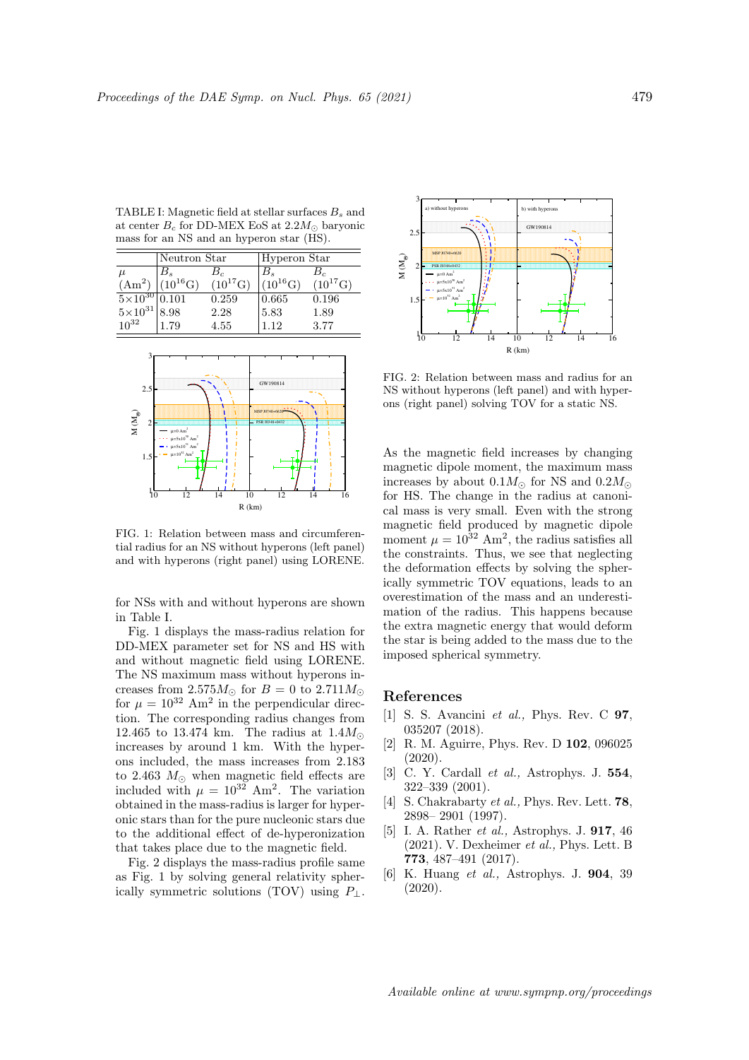TABLE I: Magnetic field at stellar surfaces $B_s$ and at center $B_c$ for DD-MEX EoS at $2.2M_\odot$ baryonic mass for an NS and an hyperon star (HS).

| | Neutron Star | | Hyperon Star | |
|---|---|---|---|---|
| $\mu$ $(\mathrm{Am}^2)$ | $B_s$ $(10^{16}\mathrm{G})$ | $B_c$ $(10^{17}\mathrm{G})$ | $B_s$ $(10^{16}\mathrm{G})$ | $B_c$ $(10^{17}\mathrm{G})$ |
| $5\times10^{30}$ | 0.101 | 0.259 | 0.665 | 0.196 |
| $5\times10^{31}$ | 8.98 | 2.28 | 5.83 | 1.89 |
| $10^{32}$ | 1.79 | 4.55 | 1.12 | 3.77 |

GW190814
MSP J0740+6620
PSR J0348+0432
μ=0 Am²
μ=5x10³⁰ Am²
μ=5x10³¹ Am²
μ=10³² Am²
M (M☉)
R (km)

FIG. 1: Relation between mass and circumferential radius for an NS without hyperons (left panel) and with hyperons (right panel) using LORENE.

for NSs with and without hyperons are shown in Table I.

Fig. 1 displays the mass-radius relation for DD-MEX parameter set for NS and HS with and without magnetic field using LORENE. The NS maximum mass without hyperons increases from $2.575M_\odot$ for $B = 0$ to $2.711M_\odot$ for $\mu = 10^{32}$ Am$^2$ in the perpendicular direction. The corresponding radius changes from 12.465 to 13.474 km. The radius at $1.4M_\odot$ increases by around 1 km. With the hyperons included, the mass increases from 2.183 to 2.463 $M_\odot$ when magnetic field effects are included with $\mu = 10^{32}$ Am$^2$. The variation obtained in the mass-radius is larger for hyperonic stars than for the pure nucleonic stars due to the additional effect of de-hyperonization that takes place due to the magnetic field.

Fig. 2 displays the mass-radius profile same as Fig. 1 by solving general relativity spherically symmetric solutions (TOV) using $P_\perp$.

a) without hyperons
b) with hyperons
GW190814
MSP J0740+6620
PSR J0348+0432
μ=0 Am²
μ=5x10³⁰ Am²
μ=5x10³¹ Am²
μ=10³² Am²
M (M☉)
R (km)

FIG. 2: Relation between mass and radius for an NS without hyperons (left panel) and with hyperons (right panel) solving TOV for a static NS.

As the magnetic field increases by changing magnetic dipole moment, the maximum mass increases by about $0.1M_\odot$ for NS and $0.2M_\odot$ for HS. The change in the radius at canonical mass is very small. Even with the strong magnetic field produced by magnetic dipole moment $\mu = 10^{32}$ Am$^2$, the radius satisfies all the constraints. Thus, we see that neglecting the deformation effects by solving the spherically symmetric TOV equations, leads to an overestimation of the mass and an underestimation of the radius. This happens because the extra magnetic energy that would deform the star is being added to the mass due to the imposed spherical symmetry.

## References

[1] S. S. Avancini *et al.,* Phys. Rev. C **97**, 035207 (2018).

[2] R. M. Aguirre, Phys. Rev. D **102**, 096025 (2020).

[3] C. Y. Cardall *et al.,* Astrophys. J. **554**, 322–339 (2001).

[4] S. Chakrabarty *et al.,* Phys. Rev. Lett. **78**, 2898– 2901 (1997).

[5] I. A. Rather *et al.,* Astrophys. J. **917**, 46 (2021). V. Dexheimer *et al.,* Phys. Lett. B **773**, 487–491 (2017).

[6] K. Huang *et al.,* Astrophys. J. **904**, 39 (2020).